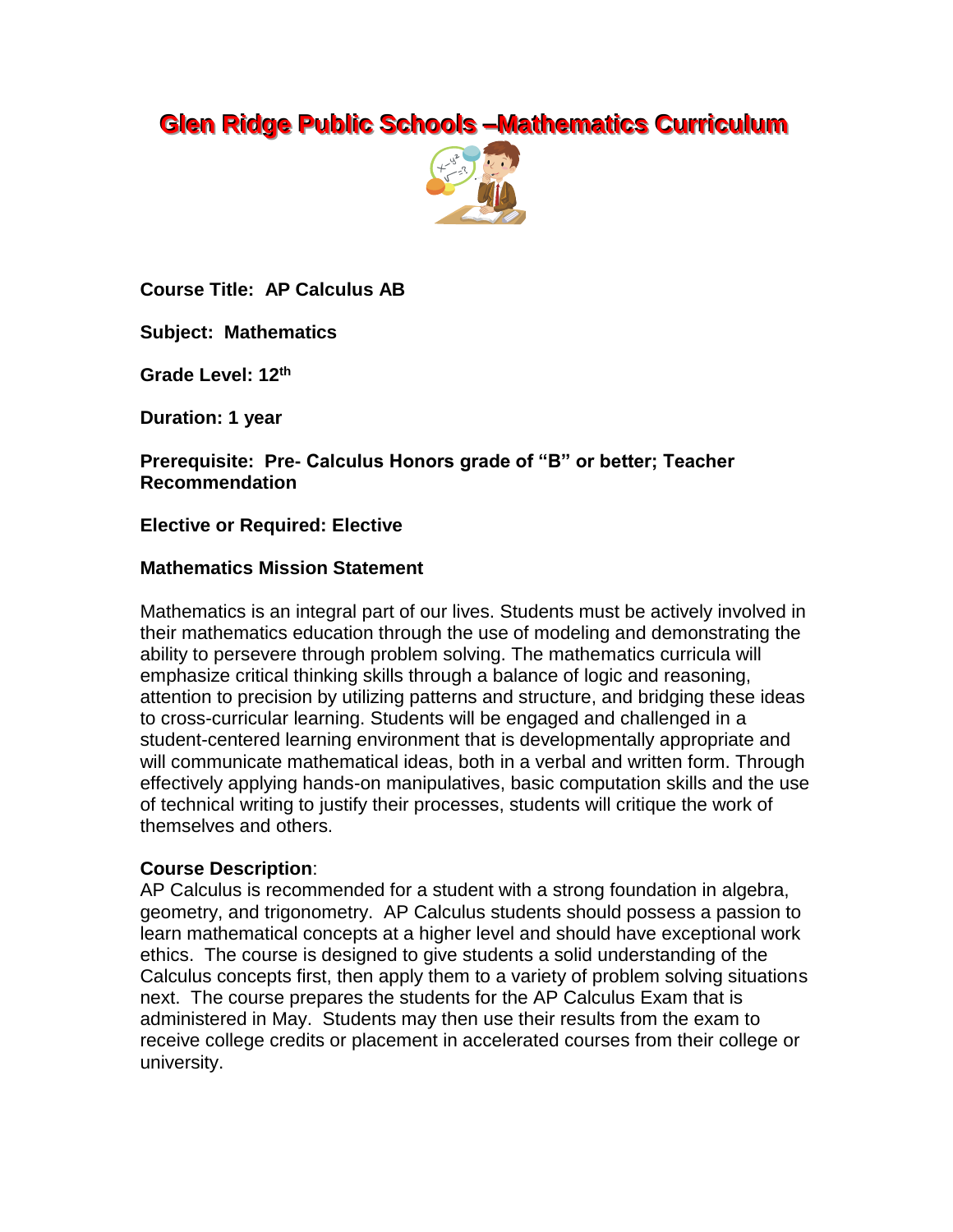# Glen Ridge Public Schools –Mathematics Curriculum

**Course Title: AP Calculus AB**

**Subject: Mathematics**

**Grade Level: 12th**

**Duration: 1 year**

**Prerequisite: Pre- Calculus Honors grade of "B" or better; Teacher Recommendation**

**Elective or Required: Elective**

**Mathematics Mission Statement**

Mathematics is an integral part of our lives. Students must be actively involved in their mathematics education through the use of modeling and demonstrating the ability to persevere through problem solving. The mathematics curricula will emphasize critical thinking skills through a balance of logic and reasoning, attention to precision by utilizing patterns and structure, and bridging these ideas to cross-curricular learning. Students will be engaged and challenged in a student-centered learning environment that is developmentally appropriate and will communicate mathematical ideas, both in a verbal and written form. Through effectively applying hands-on manipulatives, basic computation skills and the use of technical writing to justify their processes, students will critique the work of themselves and others.

**Course Description**:
AP Calculus is recommended for a student with a strong foundation in algebra, geometry, and trigonometry. AP Calculus students should possess a passion to learn mathematical concepts at a higher level and should have exceptional work ethics. The course is designed to give students a solid understanding of the Calculus concepts first, then apply them to a variety of problem solving situations next. The course prepares the students for the AP Calculus Exam that is administered in May. Students may then use their results from the exam to receive college credits or placement in accelerated courses from their college or university.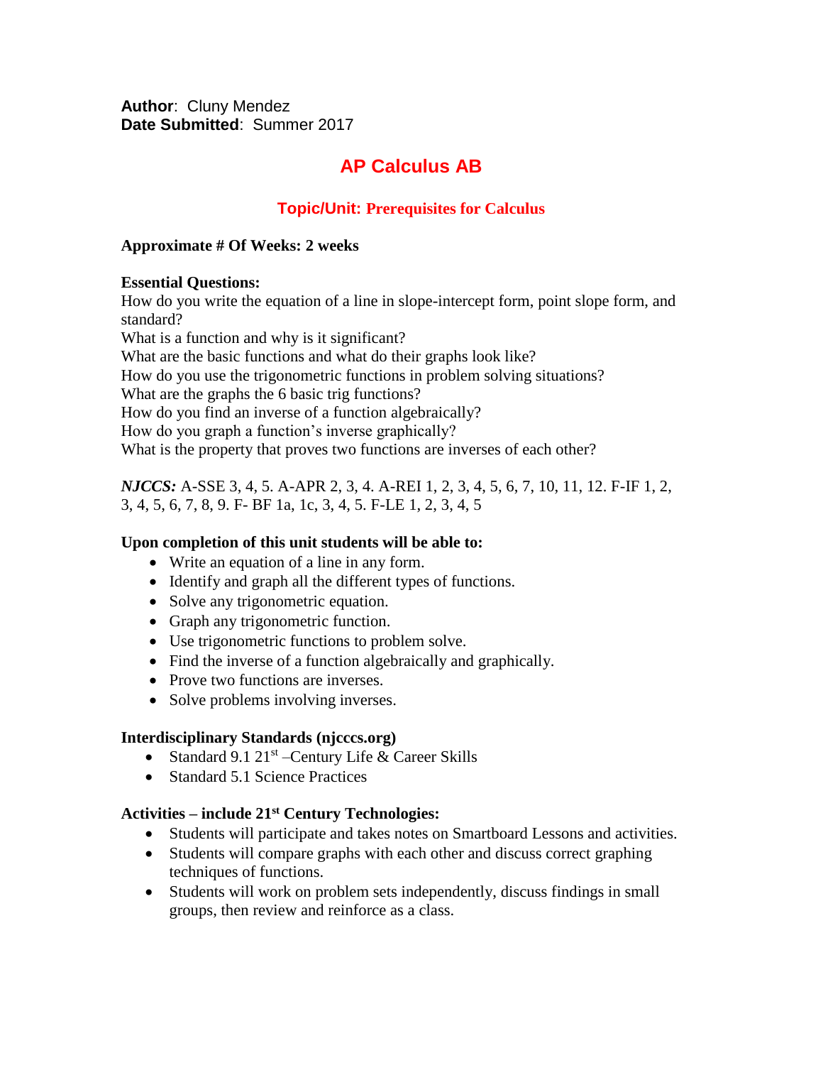**Author**: Cluny Mendez
**Date Submitted**: Summer 2017

# AP Calculus AB

## Topic/Unit: Prerequisites for Calculus

**Approximate # Of Weeks: 2 weeks**

**Essential Questions:**
How do you write the equation of a line in slope-intercept form, point slope form, and standard?
What is a function and why is it significant?
What are the basic functions and what do their graphs look like?
How do you use the trigonometric functions in problem solving situations?
What are the graphs the 6 basic trig functions?
How do you find an inverse of a function algebraically?
How do you graph a function's inverse graphically?
What is the property that proves two functions are inverses of each other?

***NJCCS:*** A-SSE 3, 4, 5. A-APR 2, 3, 4. A-REI 1, 2, 3, 4, 5, 6, 7, 10, 11, 12. F-IF 1, 2, 3, 4, 5, 6, 7, 8, 9. F- BF 1a, 1c, 3, 4, 5. F-LE 1, 2, 3, 4, 5

**Upon completion of this unit students will be able to:**
- Write an equation of a line in any form.
- Identify and graph all the different types of functions.
- Solve any trigonometric equation.
- Graph any trigonometric function.
- Use trigonometric functions to problem solve.
- Find the inverse of a function algebraically and graphically.
- Prove two functions are inverses.
- Solve problems involving inverses.

**Interdisciplinary Standards (njcccs.org)**
- Standard 9.1 21st –Century Life & Career Skills
- Standard 5.1 Science Practices

**Activities – include 21st Century Technologies:**
- Students will participate and takes notes on Smartboard Lessons and activities.
- Students will compare graphs with each other and discuss correct graphing techniques of functions.
- Students will work on problem sets independently, discuss findings in small groups, then review and reinforce as a class.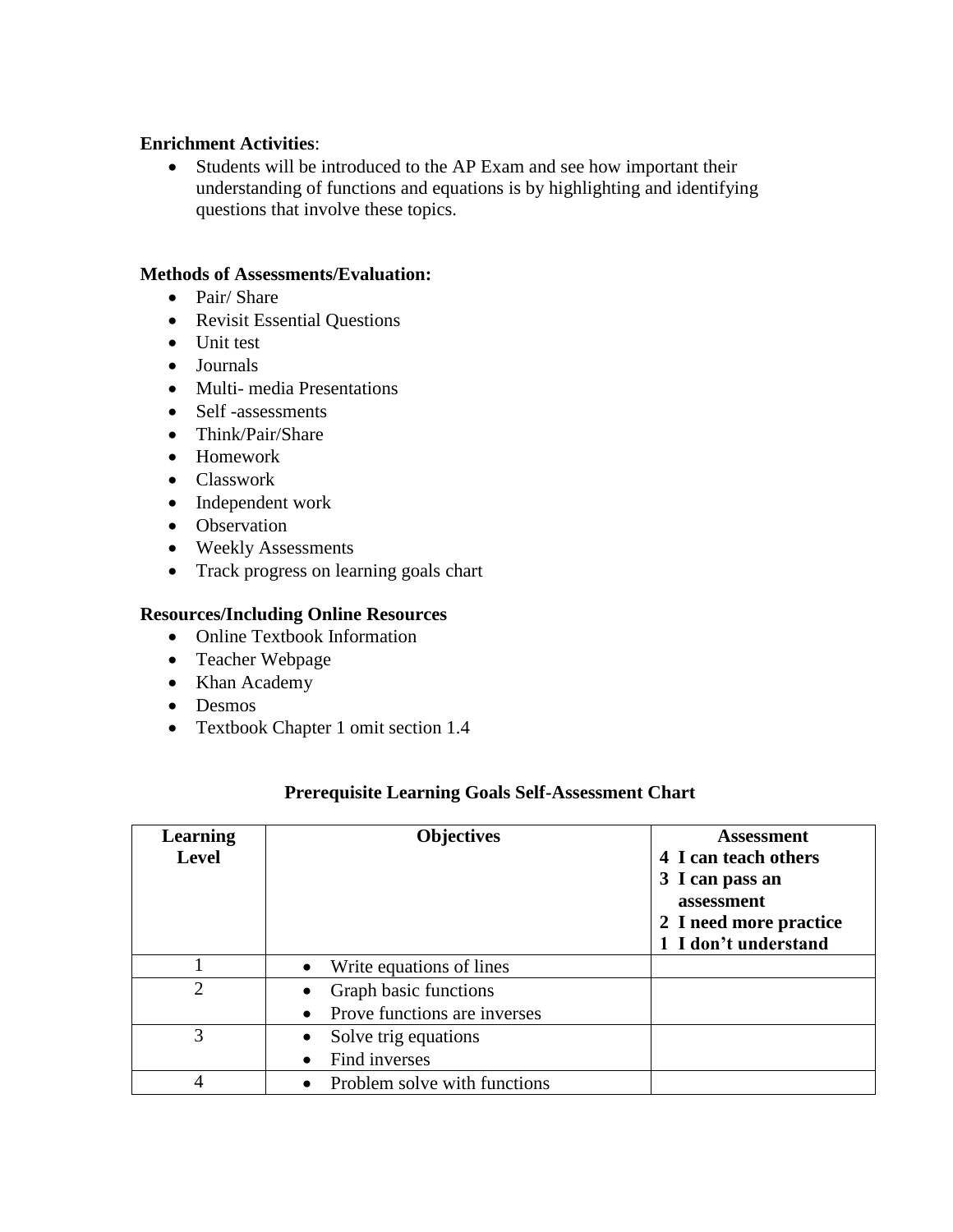**Enrichment Activities**:

- Students will be introduced to the AP Exam and see how important their understanding of functions and equations is by highlighting and identifying questions that involve these topics.

**Methods of Assessments/Evaluation:**

- Pair/ Share
- Revisit Essential Questions
- Unit test
- Journals
- Multi- media Presentations
- Self -assessments
- Think/Pair/Share
- Homework
- Classwork
- Independent work
- Observation
- Weekly Assessments
- Track progress on learning goals chart

**Resources/Including Online Resources**

- Online Textbook Information
- Teacher Webpage
- Khan Academy
- Desmos
- Textbook Chapter 1 omit section 1.4

**Prerequisite Learning Goals Self-Assessment Chart**

| Learning Level | Objectives | Assessment<br>4 I can teach others<br>3 I can pass an assessment<br>2 I need more practice<br>1 I don't understand |
|---|---|---|
| 1 | • Write equations of lines | |
| 2 | • Graph basic functions<br>• Prove functions are inverses | |
| 3 | • Solve trig equations<br>• Find inverses | |
| 4 | • Problem solve with functions | |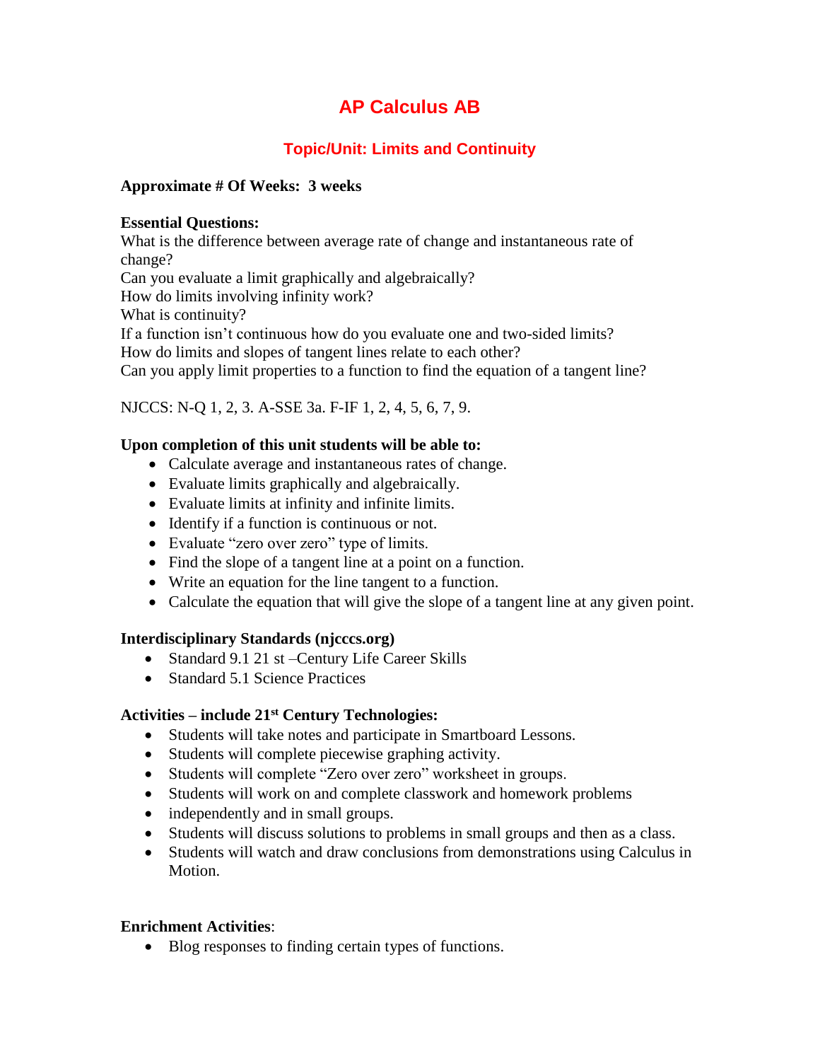# AP Calculus AB

## Topic/Unit: Limits and Continuity

**Approximate # Of Weeks: 3 weeks**

**Essential Questions:**
What is the difference between average rate of change and instantaneous rate of change?
Can you evaluate a limit graphically and algebraically?
How do limits involving infinity work?
What is continuity?
If a function isn't continuous how do you evaluate one and two-sided limits?
How do limits and slopes of tangent lines relate to each other?
Can you apply limit properties to a function to find the equation of a tangent line?

NJCCS: N-Q 1, 2, 3. A-SSE 3a. F-IF 1, 2, 4, 5, 6, 7, 9.

**Upon completion of this unit students will be able to:**

- Calculate average and instantaneous rates of change.
- Evaluate limits graphically and algebraically.
- Evaluate limits at infinity and infinite limits.
- Identify if a function is continuous or not.
- Evaluate "zero over zero" type of limits.
- Find the slope of a tangent line at a point on a function.
- Write an equation for the line tangent to a function.
- Calculate the equation that will give the slope of a tangent line at any given point.

**Interdisciplinary Standards (njcccs.org)**

- Standard 9.1 21 st –Century Life Career Skills
- Standard 5.1 Science Practices

**Activities – include 21st Century Technologies:**

- Students will take notes and participate in Smartboard Lessons.
- Students will complete piecewise graphing activity.
- Students will complete "Zero over zero" worksheet in groups.
- Students will work on and complete classwork and homework problems
- independently and in small groups.
- Students will discuss solutions to problems in small groups and then as a class.
- Students will watch and draw conclusions from demonstrations using Calculus in Motion.

**Enrichment Activities**:

- Blog responses to finding certain types of functions.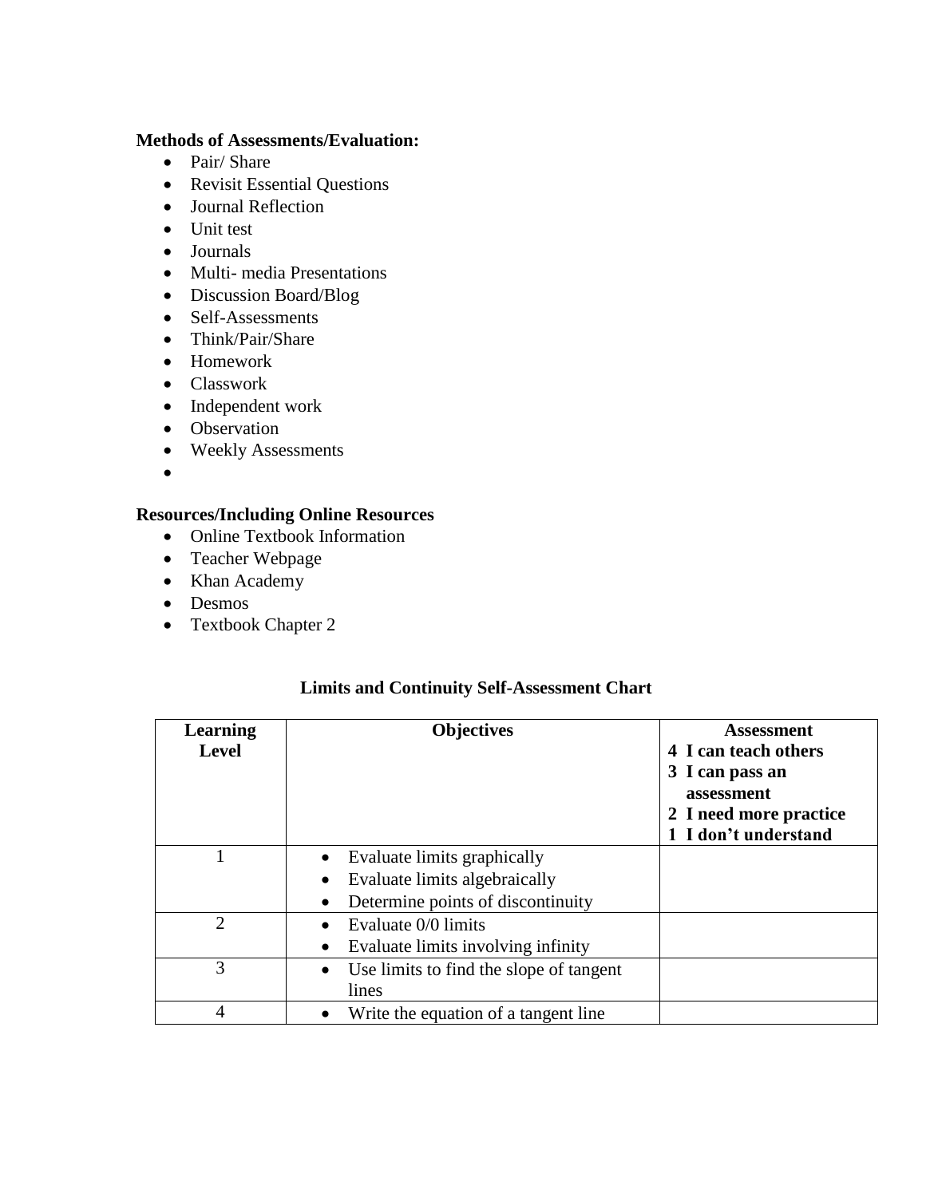**Methods of Assessments/Evaluation:**

- Pair/ Share
- Revisit Essential Questions
- Journal Reflection
- Unit test
- Journals
- Multi- media Presentations
- Discussion Board/Blog
- Self-Assessments
- Think/Pair/Share
- Homework
- Classwork
- Independent work
- Observation
- Weekly Assessments
- 

**Resources/Including Online Resources**

- Online Textbook Information
- Teacher Webpage
- Khan Academy
- Desmos
- Textbook Chapter 2

**Limits and Continuity Self-Assessment Chart**

| Learning Level | Objectives | Assessment<br>4 I can teach others<br>3 I can pass an assessment<br>2 I need more practice<br>1 I don't understand |
|---|---|---|
| 1 | • Evaluate limits graphically<br>• Evaluate limits algebraically<br>• Determine points of discontinuity | |
| 2 | • Evaluate 0/0 limits<br>• Evaluate limits involving infinity | |
| 3 | • Use limits to find the slope of tangent lines | |
| 4 | • Write the equation of a tangent line | |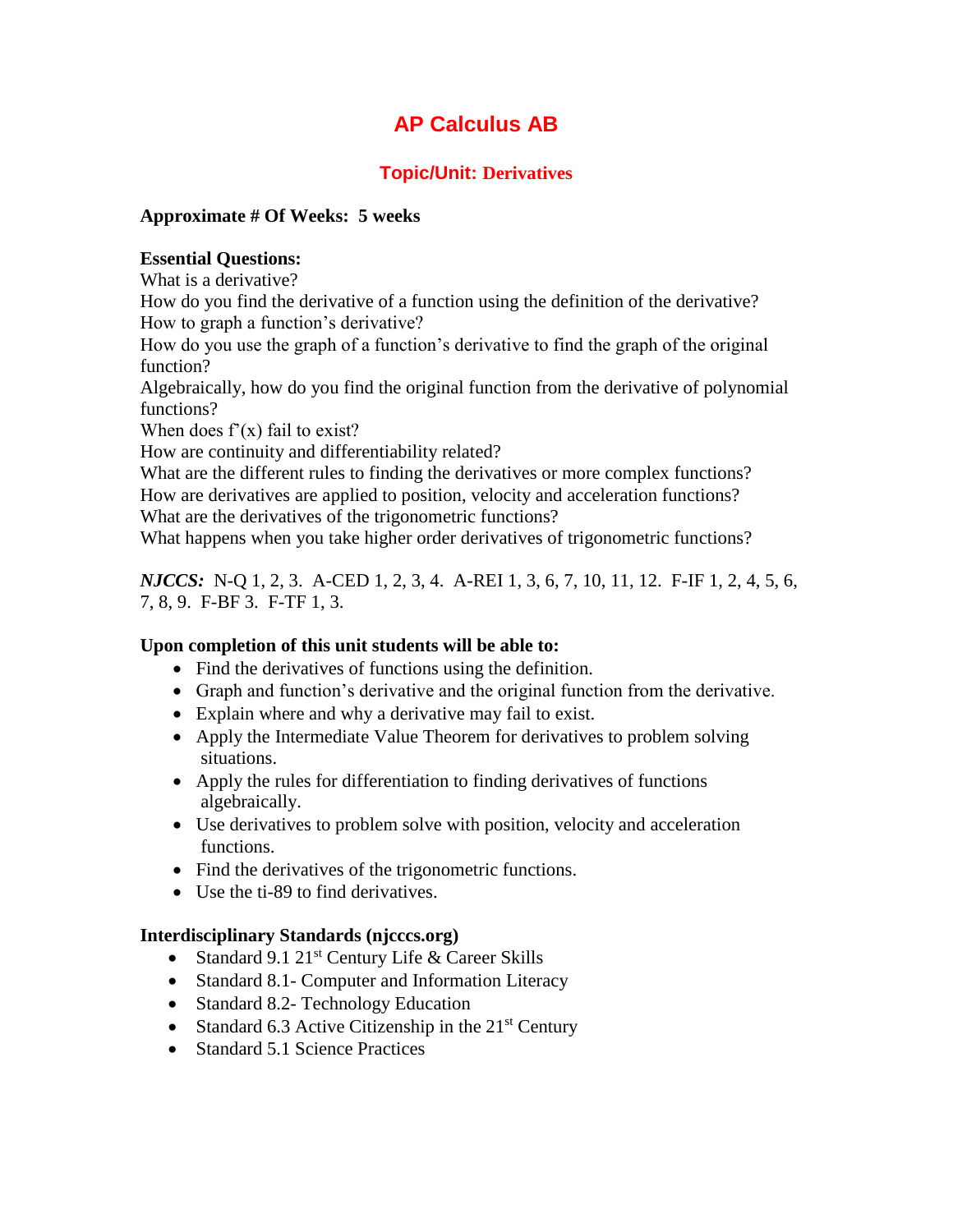# AP Calculus AB

## Topic/Unit: Derivatives

**Approximate # Of Weeks: 5 weeks**

**Essential Questions:**
What is a derivative?
How do you find the derivative of a function using the definition of the derivative?
How to graph a function's derivative?
How do you use the graph of a function's derivative to find the graph of the original function?
Algebraically, how do you find the original function from the derivative of polynomial functions?
When does f'(x) fail to exist?
How are continuity and differentiability related?
What are the different rules to finding the derivatives or more complex functions?
How are derivatives are applied to position, velocity and acceleration functions?
What are the derivatives of the trigonometric functions?
What happens when you take higher order derivatives of trigonometric functions?

***NJCCS:*** N-Q 1, 2, 3. A-CED 1, 2, 3, 4. A-REI 1, 3, 6, 7, 10, 11, 12. F-IF 1, 2, 4, 5, 6, 7, 8, 9. F-BF 3. F-TF 1, 3.

**Upon completion of this unit students will be able to:**

- Find the derivatives of functions using the definition.
- Graph and function's derivative and the original function from the derivative.
- Explain where and why a derivative may fail to exist.
- Apply the Intermediate Value Theorem for derivatives to problem solving situations.
- Apply the rules for differentiation to finding derivatives of functions algebraically.
- Use derivatives to problem solve with position, velocity and acceleration functions.
- Find the derivatives of the trigonometric functions.
- Use the ti-89 to find derivatives.

**Interdisciplinary Standards (njcccs.org)**

- Standard 9.1 21st Century Life & Career Skills
- Standard 8.1- Computer and Information Literacy
- Standard 8.2- Technology Education
- Standard 6.3 Active Citizenship in the 21st Century
- Standard 5.1 Science Practices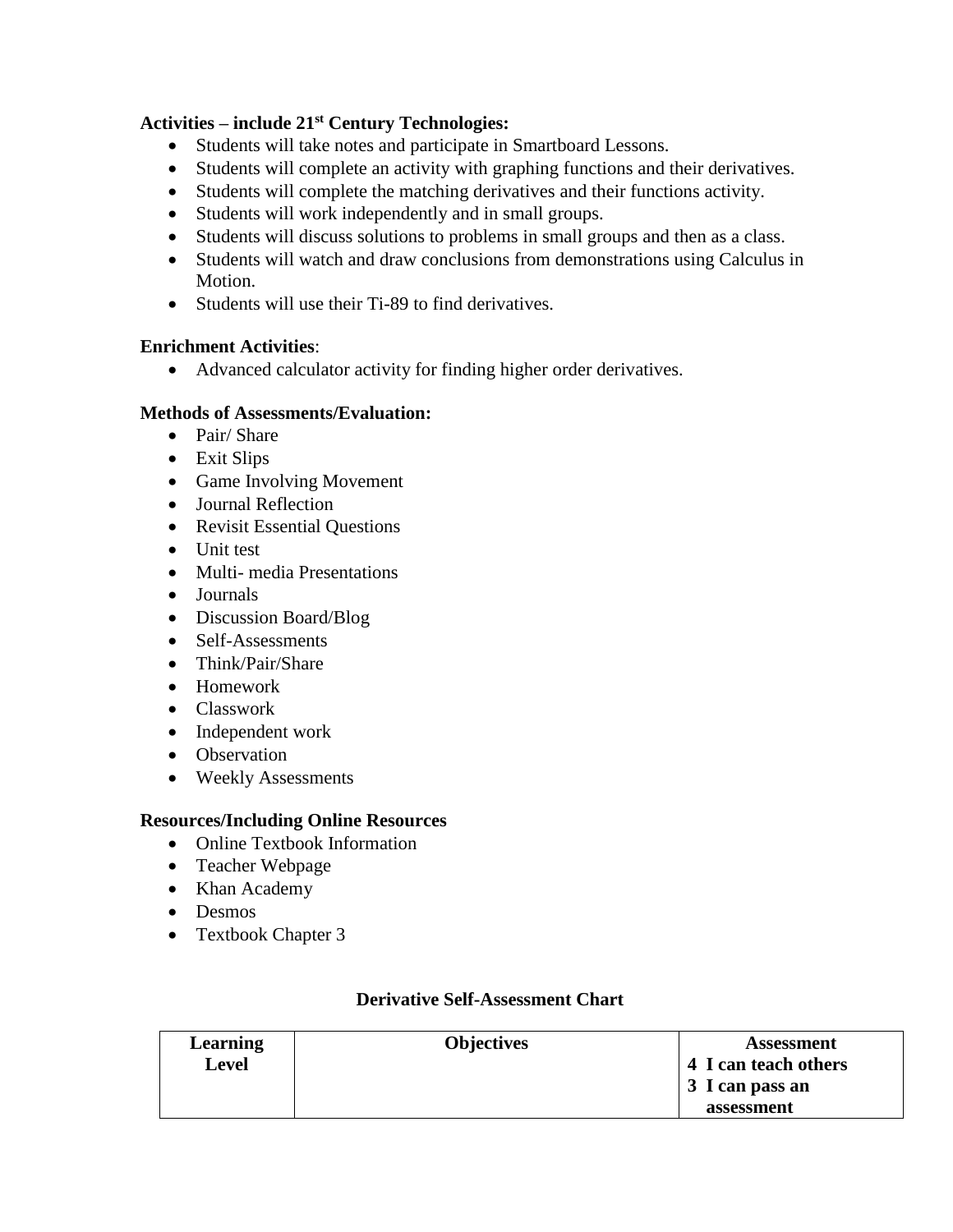**Activities – include 21st Century Technologies:**

- Students will take notes and participate in Smartboard Lessons.
- Students will complete an activity with graphing functions and their derivatives.
- Students will complete the matching derivatives and their functions activity.
- Students will work independently and in small groups.
- Students will discuss solutions to problems in small groups and then as a class.
- Students will watch and draw conclusions from demonstrations using Calculus in Motion.
- Students will use their Ti-89 to find derivatives.

**Enrichment Activities**:

- Advanced calculator activity for finding higher order derivatives.

**Methods of Assessments/Evaluation:**

- Pair/ Share
- Exit Slips
- Game Involving Movement
- Journal Reflection
- Revisit Essential Questions
- Unit test
- Multi- media Presentations
- Journals
- Discussion Board/Blog
- Self-Assessments
- Think/Pair/Share
- Homework
- Classwork
- Independent work
- Observation
- Weekly Assessments

**Resources/Including Online Resources**

- Online Textbook Information
- Teacher Webpage
- Khan Academy
- Desmos
- Textbook Chapter 3

**Derivative Self-Assessment Chart**

| Learning Level | Objectives | Assessment<br>4 I can teach others<br>3 I can pass an assessment |
|---|---|---|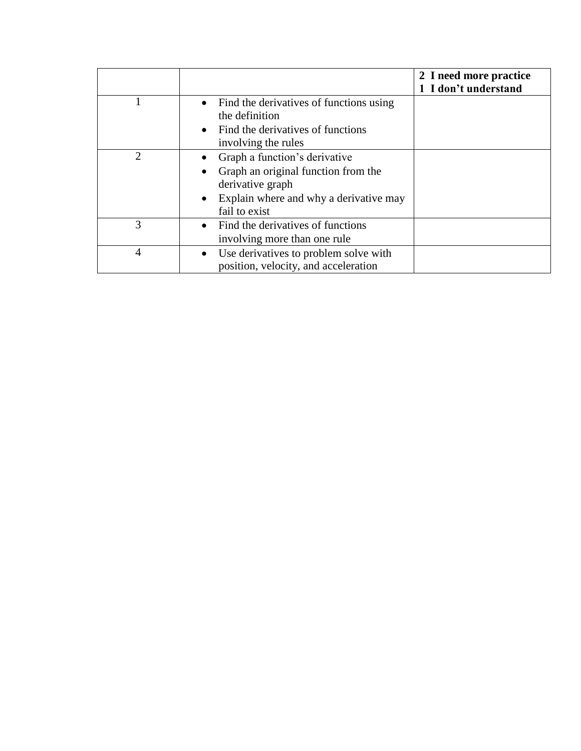| | | **2 I need more practice**<br>**1 I don't understand** |
|---|---|---|
| 1 | • Find the derivatives of functions using the definition<br>• Find the derivatives of functions involving the rules | |
| 2 | • Graph a function's derivative<br>• Graph an original function from the derivative graph<br>• Explain where and why a derivative may fail to exist | |
| 3 | • Find the derivatives of functions involving more than one rule | |
| 4 | • Use derivatives to problem solve with position, velocity, and acceleration | |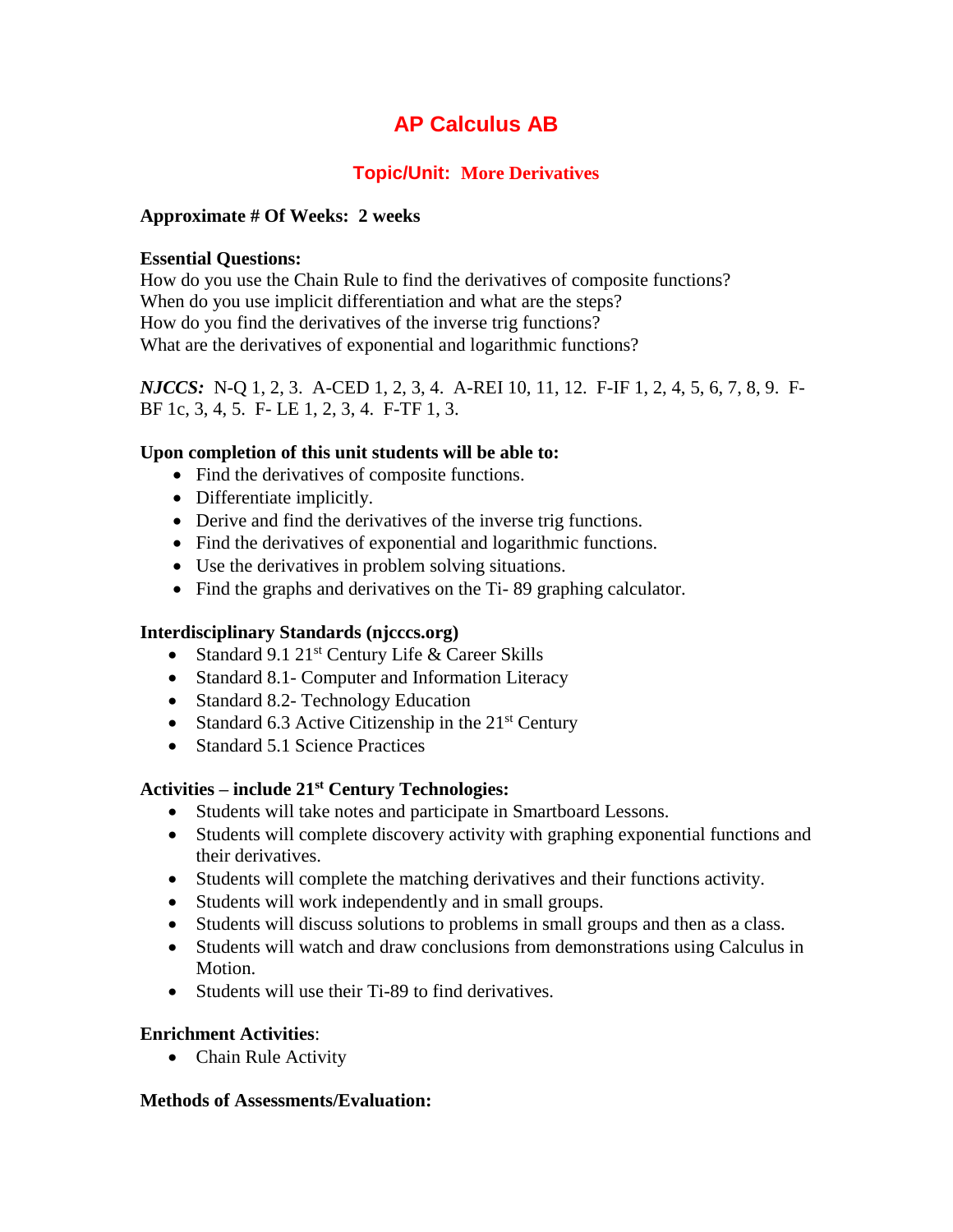# AP Calculus AB

## Topic/Unit: More Derivatives

**Approximate # Of Weeks: 2 weeks**

**Essential Questions:**
How do you use the Chain Rule to find the derivatives of composite functions?
When do you use implicit differentiation and what are the steps?
How do you find the derivatives of the inverse trig functions?
What are the derivatives of exponential and logarithmic functions?

***NJCCS:*** N-Q 1, 2, 3. A-CED 1, 2, 3, 4. A-REI 10, 11, 12. F-IF 1, 2, 4, 5, 6, 7, 8, 9. F-BF 1c, 3, 4, 5. F- LE 1, 2, 3, 4. F-TF 1, 3.

**Upon completion of this unit students will be able to:**

- Find the derivatives of composite functions.
- Differentiate implicitly.
- Derive and find the derivatives of the inverse trig functions.
- Find the derivatives of exponential and logarithmic functions.
- Use the derivatives in problem solving situations.
- Find the graphs and derivatives on the Ti- 89 graphing calculator.

**Interdisciplinary Standards (njcccs.org)**

- Standard 9.1 21st Century Life & Career Skills
- Standard 8.1- Computer and Information Literacy
- Standard 8.2- Technology Education
- Standard 6.3 Active Citizenship in the 21st Century
- Standard 5.1 Science Practices

**Activities – include 21st Century Technologies:**

- Students will take notes and participate in Smartboard Lessons.
- Students will complete discovery activity with graphing exponential functions and their derivatives.
- Students will complete the matching derivatives and their functions activity.
- Students will work independently and in small groups.
- Students will discuss solutions to problems in small groups and then as a class.
- Students will watch and draw conclusions from demonstrations using Calculus in Motion.
- Students will use their Ti-89 to find derivatives.

**Enrichment Activities**:

- Chain Rule Activity

**Methods of Assessments/Evaluation:**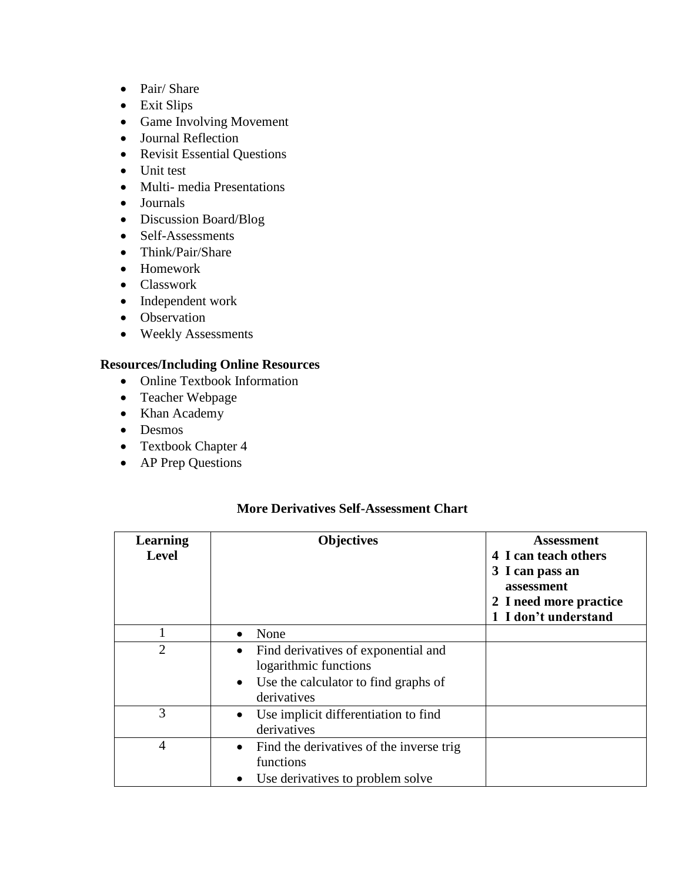- Pair/ Share
- Exit Slips
- Game Involving Movement
- Journal Reflection
- Revisit Essential Questions
- Unit test
- Multi- media Presentations
- Journals
- Discussion Board/Blog
- Self-Assessments
- Think/Pair/Share
- Homework
- Classwork
- Independent work
- Observation
- Weekly Assessments

**Resources/Including Online Resources**

- Online Textbook Information
- Teacher Webpage
- Khan Academy
- Desmos
- Textbook Chapter 4
- AP Prep Questions

**More Derivatives Self-Assessment Chart**

| **Learning Level** | **Objectives** | **Assessment**<br>**4 I can teach others**<br>**3 I can pass an assessment**<br>**2 I need more practice**<br>**1 I don't understand** |
|---|---|---|
| 1 | • None | |
| 2 | • Find derivatives of exponential and logarithmic functions<br>• Use the calculator to find graphs of derivatives | |
| 3 | • Use implicit differentiation to find derivatives | |
| 4 | • Find the derivatives of the inverse trig functions<br>• Use derivatives to problem solve | |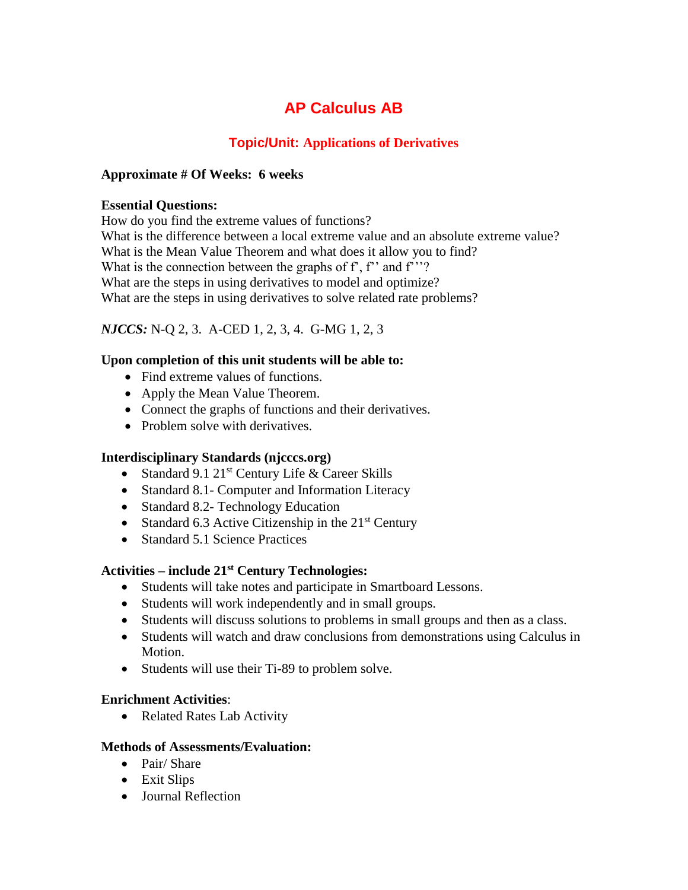# AP Calculus AB

## Topic/Unit: Applications of Derivatives

**Approximate # Of Weeks: 6 weeks**

**Essential Questions:**
How do you find the extreme values of functions?
What is the difference between a local extreme value and an absolute extreme value?
What is the Mean Value Theorem and what does it allow you to find?
What is the connection between the graphs of f', f'' and f'''?
What are the steps in using derivatives to model and optimize?
What are the steps in using derivatives to solve related rate problems?

***NJCCS:*** N-Q 2, 3. A-CED 1, 2, 3, 4. G-MG 1, 2, 3

**Upon completion of this unit students will be able to:**

- Find extreme values of functions.
- Apply the Mean Value Theorem.
- Connect the graphs of functions and their derivatives.
- Problem solve with derivatives.

**Interdisciplinary Standards (njcccs.org)**

- Standard 9.1 21st Century Life & Career Skills
- Standard 8.1- Computer and Information Literacy
- Standard 8.2- Technology Education
- Standard 6.3 Active Citizenship in the 21st Century
- Standard 5.1 Science Practices

**Activities – include 21st Century Technologies:**

- Students will take notes and participate in Smartboard Lessons.
- Students will work independently and in small groups.
- Students will discuss solutions to problems in small groups and then as a class.
- Students will watch and draw conclusions from demonstrations using Calculus in Motion.
- Students will use their Ti-89 to problem solve.

**Enrichment Activities**:

- Related Rates Lab Activity

**Methods of Assessments/Evaluation:**

- Pair/ Share
- Exit Slips
- Journal Reflection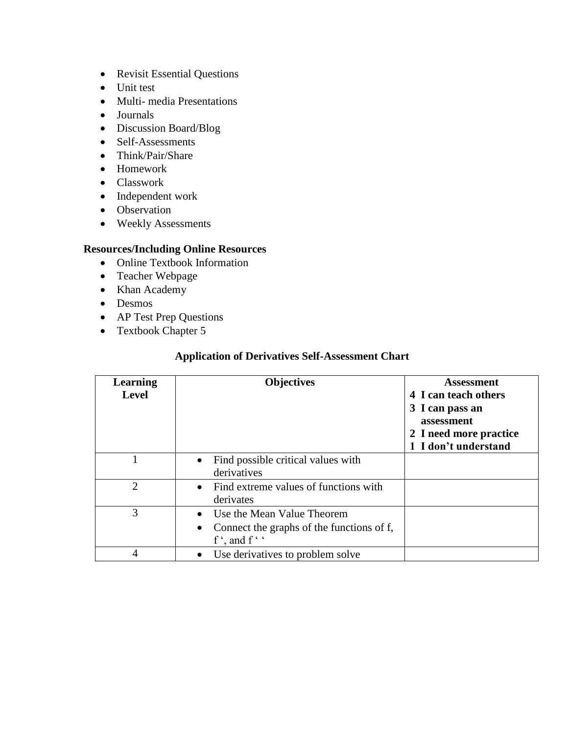- Revisit Essential Questions
- Unit test
- Multi- media Presentations
- Journals
- Discussion Board/Blog
- Self-Assessments
- Think/Pair/Share
- Homework
- Classwork
- Independent work
- Observation
- Weekly Assessments

**Resources/Including Online Resources**

- Online Textbook Information
- Teacher Webpage
- Khan Academy
- Desmos
- AP Test Prep Questions
- Textbook Chapter 5

**Application of Derivatives Self-Assessment Chart**

| **Learning Level** | **Objectives** | **Assessment**<br>**4 I can teach others**<br>**3 I can pass an assessment**<br>**2 I need more practice**<br>**1 I don't understand** |
|---|---|---|
| 1 | • Find possible critical values with derivatives | |
| 2 | • Find extreme values of functions with derivates | |
| 3 | • Use the Mean Value Theorem<br>• Connect the graphs of the functions of f, f ', and f ' ' | |
| 4 | • Use derivatives to problem solve | |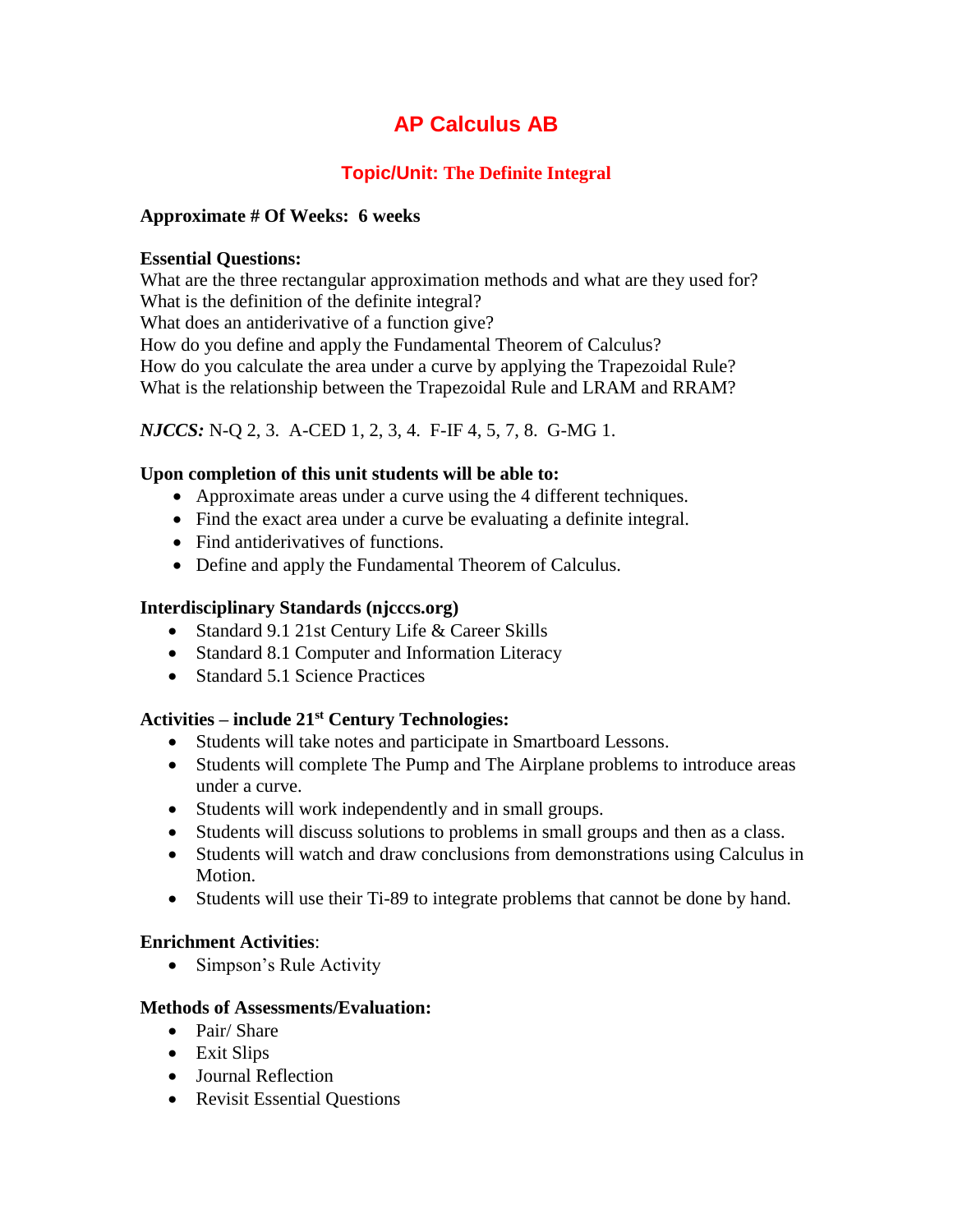# AP Calculus AB

## Topic/Unit: The Definite Integral

**Approximate # Of Weeks: 6 weeks**

**Essential Questions:**
What are the three rectangular approximation methods and what are they used for?
What is the definition of the definite integral?
What does an antiderivative of a function give?
How do you define and apply the Fundamental Theorem of Calculus?
How do you calculate the area under a curve by applying the Trapezoidal Rule?
What is the relationship between the Trapezoidal Rule and LRAM and RRAM?

***NJCCS:*** N-Q 2, 3. A-CED 1, 2, 3, 4. F-IF 4, 5, 7, 8. G-MG 1.

**Upon completion of this unit students will be able to:**

- Approximate areas under a curve using the 4 different techniques.
- Find the exact area under a curve be evaluating a definite integral.
- Find antiderivatives of functions.
- Define and apply the Fundamental Theorem of Calculus.

**Interdisciplinary Standards (njcccs.org)**

- Standard 9.1 21st Century Life & Career Skills
- Standard 8.1 Computer and Information Literacy
- Standard 5.1 Science Practices

**Activities – include 21st Century Technologies:**

- Students will take notes and participate in Smartboard Lessons.
- Students will complete The Pump and The Airplane problems to introduce areas under a curve.
- Students will work independently and in small groups.
- Students will discuss solutions to problems in small groups and then as a class.
- Students will watch and draw conclusions from demonstrations using Calculus in Motion.
- Students will use their Ti-89 to integrate problems that cannot be done by hand.

**Enrichment Activities**:

- Simpson's Rule Activity

**Methods of Assessments/Evaluation:**

- Pair/ Share
- Exit Slips
- Journal Reflection
- Revisit Essential Questions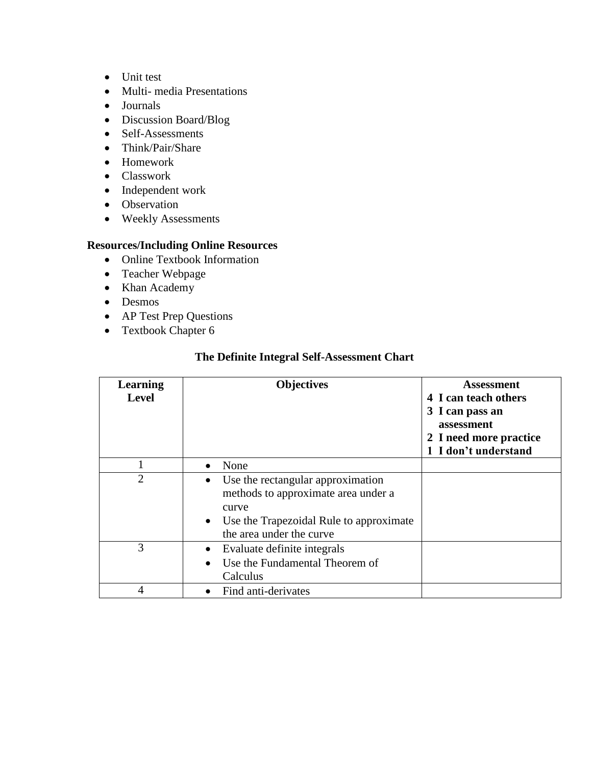- Unit test
- Multi- media Presentations
- Journals
- Discussion Board/Blog
- Self-Assessments
- Think/Pair/Share
- Homework
- Classwork
- Independent work
- Observation
- Weekly Assessments

**Resources/Including Online Resources**

- Online Textbook Information
- Teacher Webpage
- Khan Academy
- Desmos
- AP Test Prep Questions
- Textbook Chapter 6

**The Definite Integral Self-Assessment Chart**

| **Learning Level** | **Objectives** | **Assessment**<br>**4 I can teach others**<br>**3 I can pass an assessment**<br>**2 I need more practice**<br>**1 I don't understand** |
|---|---|---|
| 1 | • None | |
| 2 | • Use the rectangular approximation methods to approximate area under a curve<br>• Use the Trapezoidal Rule to approximate the area under the curve | |
| 3 | • Evaluate definite integrals<br>• Use the Fundamental Theorem of Calculus | |
| 4 | • Find anti-derivates | |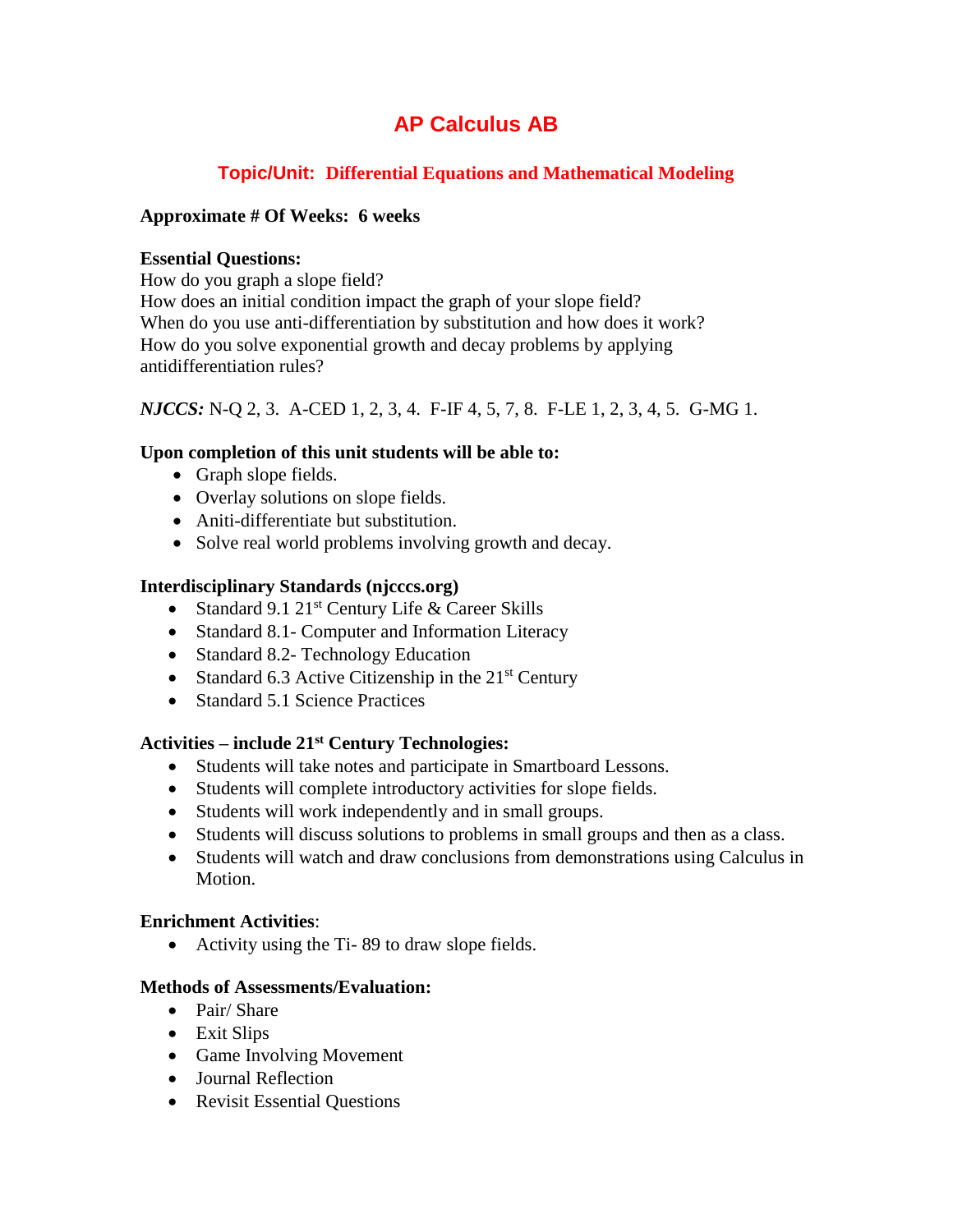# AP Calculus AB

## Topic/Unit: Differential Equations and Mathematical Modeling

**Approximate # Of Weeks: 6 weeks**

**Essential Questions:**
How do you graph a slope field?
How does an initial condition impact the graph of your slope field?
When do you use anti-differentiation by substitution and how does it work?
How do you solve exponential growth and decay problems by applying antidifferentiation rules?

***NJCCS:*** N-Q 2, 3. A-CED 1, 2, 3, 4. F-IF 4, 5, 7, 8. F-LE 1, 2, 3, 4, 5. G-MG 1.

**Upon completion of this unit students will be able to:**

- Graph slope fields.
- Overlay solutions on slope fields.
- Aniti-differentiate but substitution.
- Solve real world problems involving growth and decay.

**Interdisciplinary Standards (njcccs.org)**

- Standard 9.1 21st Century Life & Career Skills
- Standard 8.1- Computer and Information Literacy
- Standard 8.2- Technology Education
- Standard 6.3 Active Citizenship in the 21st Century
- Standard 5.1 Science Practices

**Activities – include 21st Century Technologies:**

- Students will take notes and participate in Smartboard Lessons.
- Students will complete introductory activities for slope fields.
- Students will work independently and in small groups.
- Students will discuss solutions to problems in small groups and then as a class.
- Students will watch and draw conclusions from demonstrations using Calculus in Motion.

**Enrichment Activities**:

- Activity using the Ti- 89 to draw slope fields.

**Methods of Assessments/Evaluation:**

- Pair/ Share
- Exit Slips
- Game Involving Movement
- Journal Reflection
- Revisit Essential Questions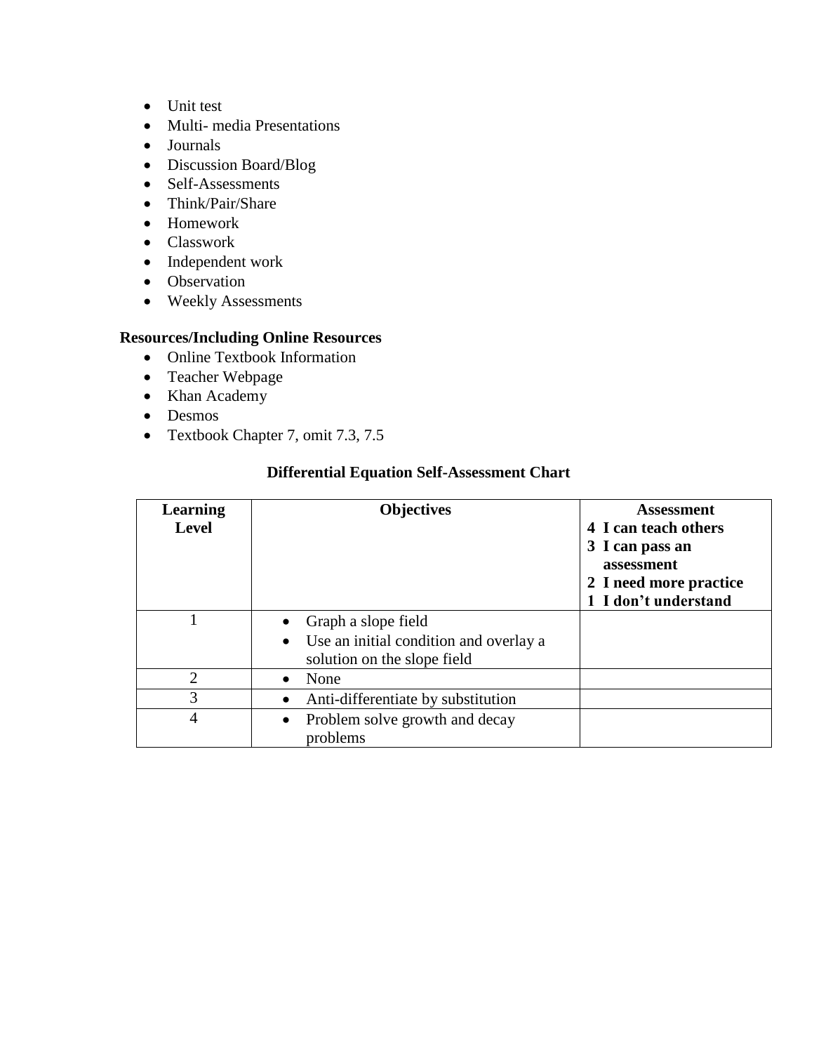- Unit test
- Multi- media Presentations
- Journals
- Discussion Board/Blog
- Self-Assessments
- Think/Pair/Share
- Homework
- Classwork
- Independent work
- Observation
- Weekly Assessments

**Resources/Including Online Resources**

- Online Textbook Information
- Teacher Webpage
- Khan Academy
- Desmos
- Textbook Chapter 7, omit 7.3, 7.5

**Differential Equation Self-Assessment Chart**

| **Learning Level** | **Objectives** | **Assessment**<br>**4 I can teach others**<br>**3 I can pass an assessment**<br>**2 I need more practice**<br>**1 I don't understand** |
|---|---|---|
| 1 | • Graph a slope field<br>• Use an initial condition and overlay a solution on the slope field | |
| 2 | • None | |
| 3 | • Anti-differentiate by substitution | |
| 4 | • Problem solve growth and decay problems | |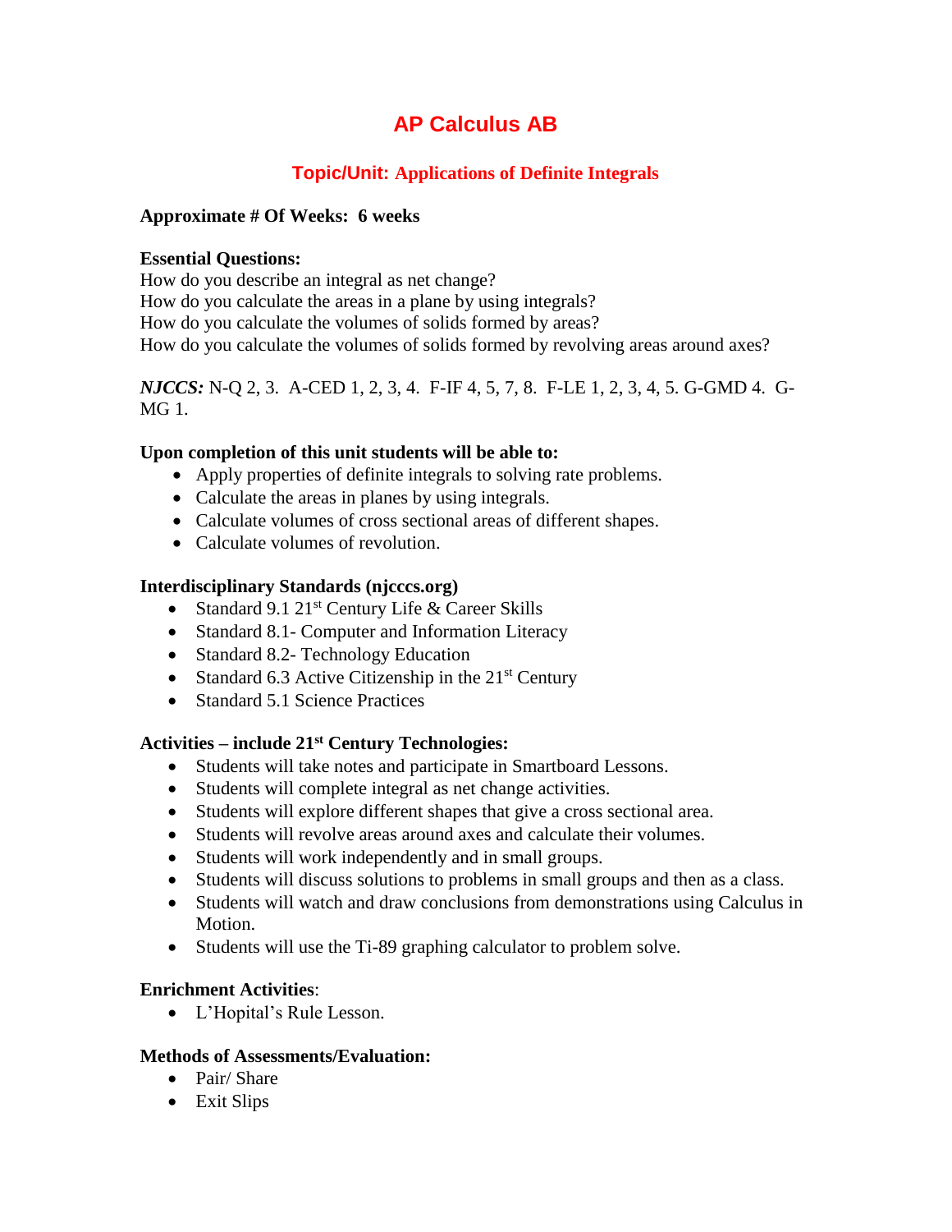# AP Calculus AB

## Topic/Unit: Applications of Definite Integrals

**Approximate # Of Weeks: 6 weeks**

**Essential Questions:**
How do you describe an integral as net change?
How do you calculate the areas in a plane by using integrals?
How do you calculate the volumes of solids formed by areas?
How do you calculate the volumes of solids formed by revolving areas around axes?

***NJCCS:*** N-Q 2, 3. A-CED 1, 2, 3, 4. F-IF 4, 5, 7, 8. F-LE 1, 2, 3, 4, 5. G-GMD 4. G-MG 1.

**Upon completion of this unit students will be able to:**

- Apply properties of definite integrals to solving rate problems.
- Calculate the areas in planes by using integrals.
- Calculate volumes of cross sectional areas of different shapes.
- Calculate volumes of revolution.

**Interdisciplinary Standards (njcccs.org)**

- Standard 9.1 21st Century Life & Career Skills
- Standard 8.1- Computer and Information Literacy
- Standard 8.2- Technology Education
- Standard 6.3 Active Citizenship in the 21st Century
- Standard 5.1 Science Practices

**Activities – include 21st Century Technologies:**

- Students will take notes and participate in Smartboard Lessons.
- Students will complete integral as net change activities.
- Students will explore different shapes that give a cross sectional area.
- Students will revolve areas around axes and calculate their volumes.
- Students will work independently and in small groups.
- Students will discuss solutions to problems in small groups and then as a class.
- Students will watch and draw conclusions from demonstrations using Calculus in Motion.
- Students will use the Ti-89 graphing calculator to problem solve.

**Enrichment Activities**:

- L'Hopital's Rule Lesson.

**Methods of Assessments/Evaluation:**

- Pair/ Share
- Exit Slips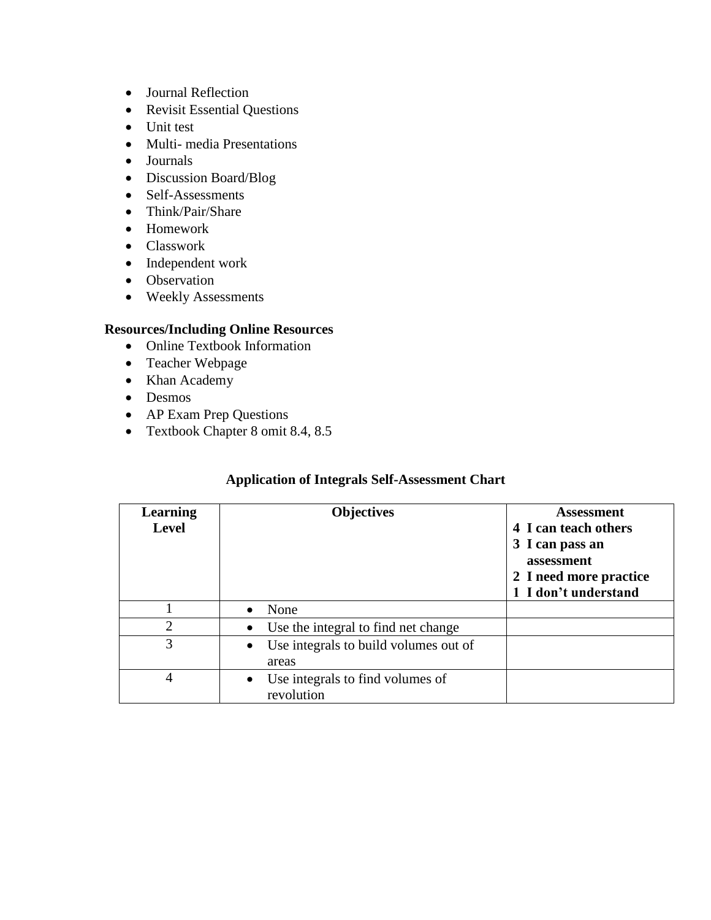- Journal Reflection
- Revisit Essential Questions
- Unit test
- Multi- media Presentations
- Journals
- Discussion Board/Blog
- Self-Assessments
- Think/Pair/Share
- Homework
- Classwork
- Independent work
- Observation
- Weekly Assessments

**Resources/Including Online Resources**

- Online Textbook Information
- Teacher Webpage
- Khan Academy
- Desmos
- AP Exam Prep Questions
- Textbook Chapter 8 omit 8.4, 8.5

### Application of Integrals Self-Assessment Chart

| Learning Level | Objectives | Assessment<br>4 I can teach others<br>3 I can pass an assessment<br>2 I need more practice<br>1 I don't understand |
|---|---|---|
| 1 | • None | |
| 2 | • Use the integral to find net change | |
| 3 | • Use integrals to build volumes out of areas | |
| 4 | • Use integrals to find volumes of revolution | |